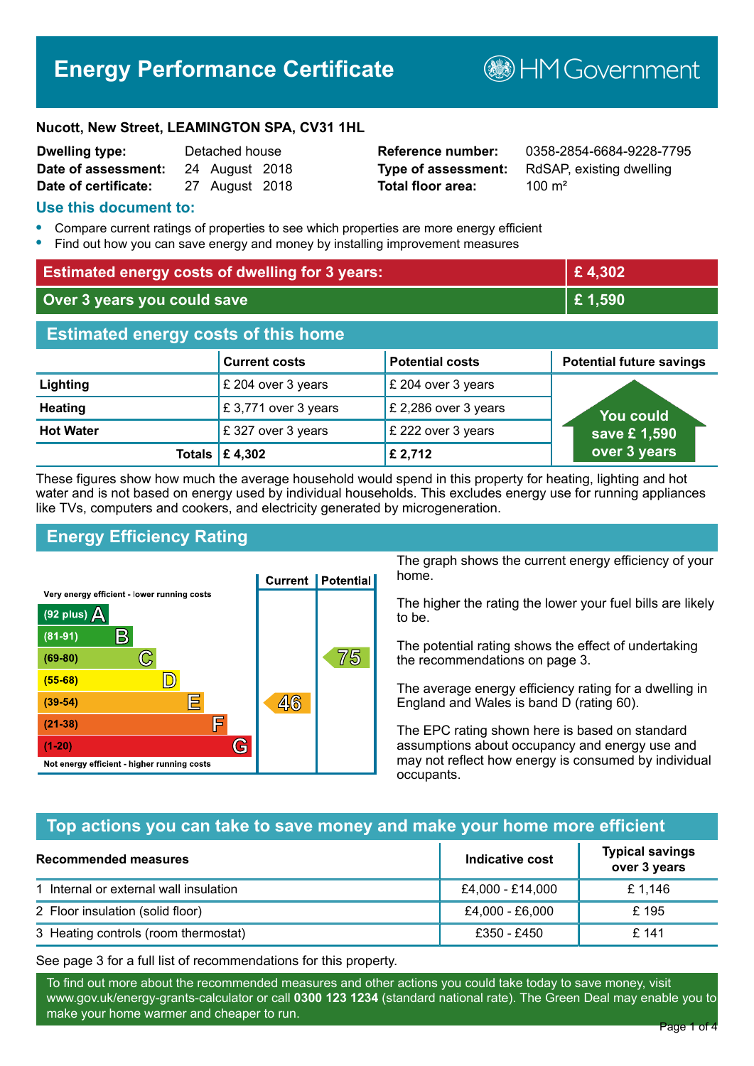# Energy Performance Certificate

HM Government

**Nucott, New Street, LEAMINGTON SPA, CV31 1HL**

| | | | |
|---|---|---|---|
| **Dwelling type:** | Detached house | **Reference number:** | 0358-2854-6684-9228-7795 |
| **Date of assessment:** | 24 August 2018 | **Type of assessment:** | RdSAP, existing dwelling |
| **Date of certificate:** | 27 August 2018 | **Total floor area:** | 100 m² |

## Use this document to:

- Compare current ratings of properties to see which properties are more energy efficient
- Find out how you can save energy and money by installing improvement measures

| | |
|---|---|
| **Estimated energy costs of dwelling for 3 years:** | **£ 4,302** |
| **Over 3 years you could save** | **£ 1,590** |

## Estimated energy costs of this home

| | Current costs | Potential costs | Potential future savings |
|---|---|---|---|
| **Lighting** | £ 204 over 3 years | £ 204 over 3 years | You could save £ 1,590 over 3 years |
| **Heating** | £ 3,771 over 3 years | £ 2,286 over 3 years | |
| **Hot Water** | £ 327 over 3 years | £ 222 over 3 years | |
| **Totals** | **£ 4,302** | **£ 2,712** | |

These figures show how much the average household would spend in this property for heating, lighting and hot water and is not based on energy used by individual households. This excludes energy use for running appliances like TVs, computers and cookers, and electricity generated by microgeneration.

## Energy Efficiency Rating

| Rating | Current | Potential |
|---|---|---|
| Very energy efficient - lower running costs | | |
| (92 plus) A | | |
| (81-91) B | | |
| (69-80) C | | 75 |
| (55-68) D | | |
| (39-54) E | 46 | |
| (21-38) F | | |
| (1-20) G | | |
| Not energy efficient - higher running costs | | |

The graph shows the current energy efficiency of your home.

The higher the rating the lower your fuel bills are likely to be.

The potential rating shows the effect of undertaking the recommendations on page 3.

The average energy efficiency rating for a dwelling in England and Wales is band D (rating 60).

The EPC rating shown here is based on standard assumptions about occupancy and energy use and may not reflect how energy is consumed by individual occupants.

## Top actions you can take to save money and make your home more efficient

| Recommended measures | Indicative cost | Typical savings over 3 years |
|---|---|---|
| 1 Internal or external wall insulation | £4,000 - £14,000 | £ 1,146 |
| 2 Floor insulation (solid floor) | £4,000 - £6,000 | £ 195 |
| 3 Heating controls (room thermostat) | £350 - £450 | £ 141 |

See page 3 for a full list of recommendations for this property.

To find out more about the recommended measures and other actions you could take today to save money, visit www.gov.uk/energy-grants-calculator or call **0300 123 1234** (standard national rate). The Green Deal may enable you to make your home warmer and cheaper to run.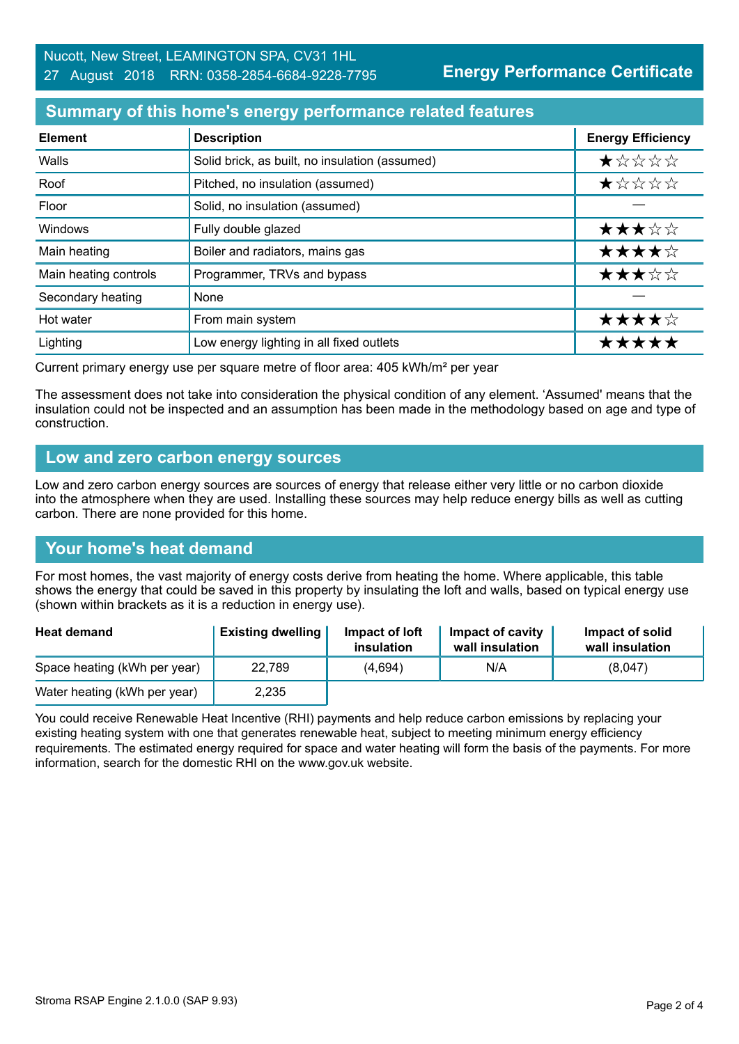Nucott, New Street, LEAMINGTON SPA, CV31 1HL
27 August 2018 RRN: 0358-2854-6684-9228-7795

**Energy Performance Certificate**

## Summary of this home's energy performance related features

| Element | Description | Energy Efficiency |
|---|---|---|
| Walls | Solid brick, as built, no insulation (assumed) | ★☆☆☆☆ |
| Roof | Pitched, no insulation (assumed) | ★☆☆☆☆ |
| Floor | Solid, no insulation (assumed) | — |
| Windows | Fully double glazed | ★★★☆☆ |
| Main heating | Boiler and radiators, mains gas | ★★★★☆ |
| Main heating controls | Programmer, TRVs and bypass | ★★★☆☆ |
| Secondary heating | None | — |
| Hot water | From main system | ★★★★☆ |
| Lighting | Low energy lighting in all fixed outlets | ★★★★★ |

Current primary energy use per square metre of floor area: 405 kWh/m² per year

The assessment does not take into consideration the physical condition of any element. 'Assumed' means that the insulation could not be inspected and an assumption has been made in the methodology based on age and type of construction.

## Low and zero carbon energy sources

Low and zero carbon energy sources are sources of energy that release either very little or no carbon dioxide into the atmosphere when they are used. Installing these sources may help reduce energy bills as well as cutting carbon. There are none provided for this home.

## Your home's heat demand

For most homes, the vast majority of energy costs derive from heating the home. Where applicable, this table shows the energy that could be saved in this property by insulating the loft and walls, based on typical energy use (shown within brackets as it is a reduction in energy use).

| Heat demand | Existing dwelling | Impact of loft insulation | Impact of cavity wall insulation | Impact of solid wall insulation |
|---|---|---|---|---|
| Space heating (kWh per year) | 22,789 | (4,694) | N/A | (8,047) |
| Water heating (kWh per year) | 2,235 | | | |

You could receive Renewable Heat Incentive (RHI) payments and help reduce carbon emissions by replacing your existing heating system with one that generates renewable heat, subject to meeting minimum energy efficiency requirements. The estimated energy required for space and water heating will form the basis of the payments. For more information, search for the domestic RHI on the www.gov.uk website.

Stroma RSAP Engine 2.1.0.0 (SAP 9.93)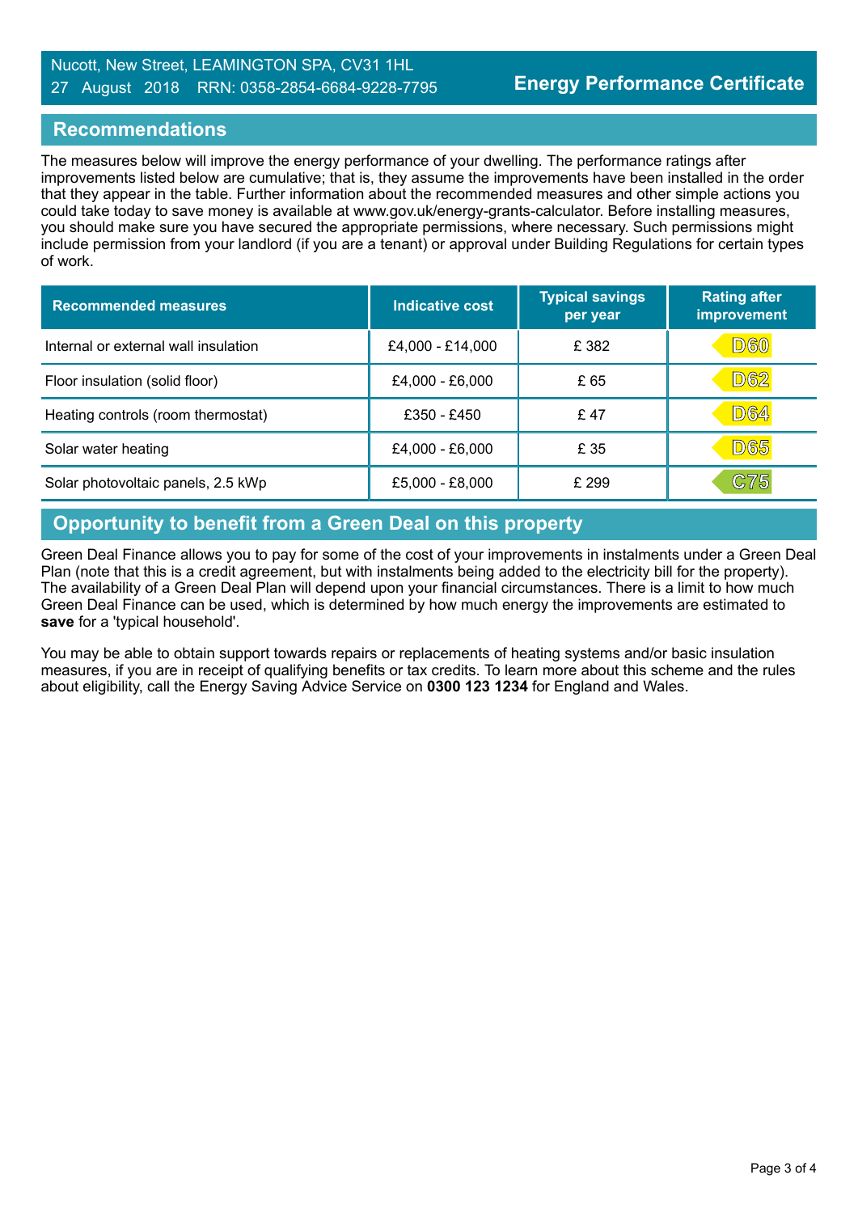Nucott, New Street, LEAMINGTON SPA, CV31 1HL
27 August 2018 RRN: 0358-2854-6684-9228-7795

**Energy Performance Certificate**

## Recommendations

The measures below will improve the energy performance of your dwelling. The performance ratings after improvements listed below are cumulative; that is, they assume the improvements have been installed in the order that they appear in the table. Further information about the recommended measures and other simple actions you could take today to save money is available at www.gov.uk/energy-grants-calculator. Before installing measures, you should make sure you have secured the appropriate permissions, where necessary. Such permissions might include permission from your landlord (if you are a tenant) or approval under Building Regulations for certain types of work.

| Recommended measures | Indicative cost | Typical savings per year | Rating after improvement |
|---|---|---|---|
| Internal or external wall insulation | £4,000 - £14,000 | £ 382 | D60 |
| Floor insulation (solid floor) | £4,000 - £6,000 | £ 65 | D62 |
| Heating controls (room thermostat) | £350 - £450 | £ 47 | D64 |
| Solar water heating | £4,000 - £6,000 | £ 35 | D65 |
| Solar photovoltaic panels, 2.5 kWp | £5,000 - £8,000 | £ 299 | C75 |

## Opportunity to benefit from a Green Deal on this property

Green Deal Finance allows you to pay for some of the cost of your improvements in instalments under a Green Deal Plan (note that this is a credit agreement, but with instalments being added to the electricity bill for the property). The availability of a Green Deal Plan will depend upon your financial circumstances. There is a limit to how much Green Deal Finance can be used, which is determined by how much energy the improvements are estimated to **save** for a 'typical household'.

You may be able to obtain support towards repairs or replacements of heating systems and/or basic insulation measures, if you are in receipt of qualifying benefits or tax credits. To learn more about this scheme and the rules about eligibility, call the Energy Saving Advice Service on **0300 123 1234** for England and Wales.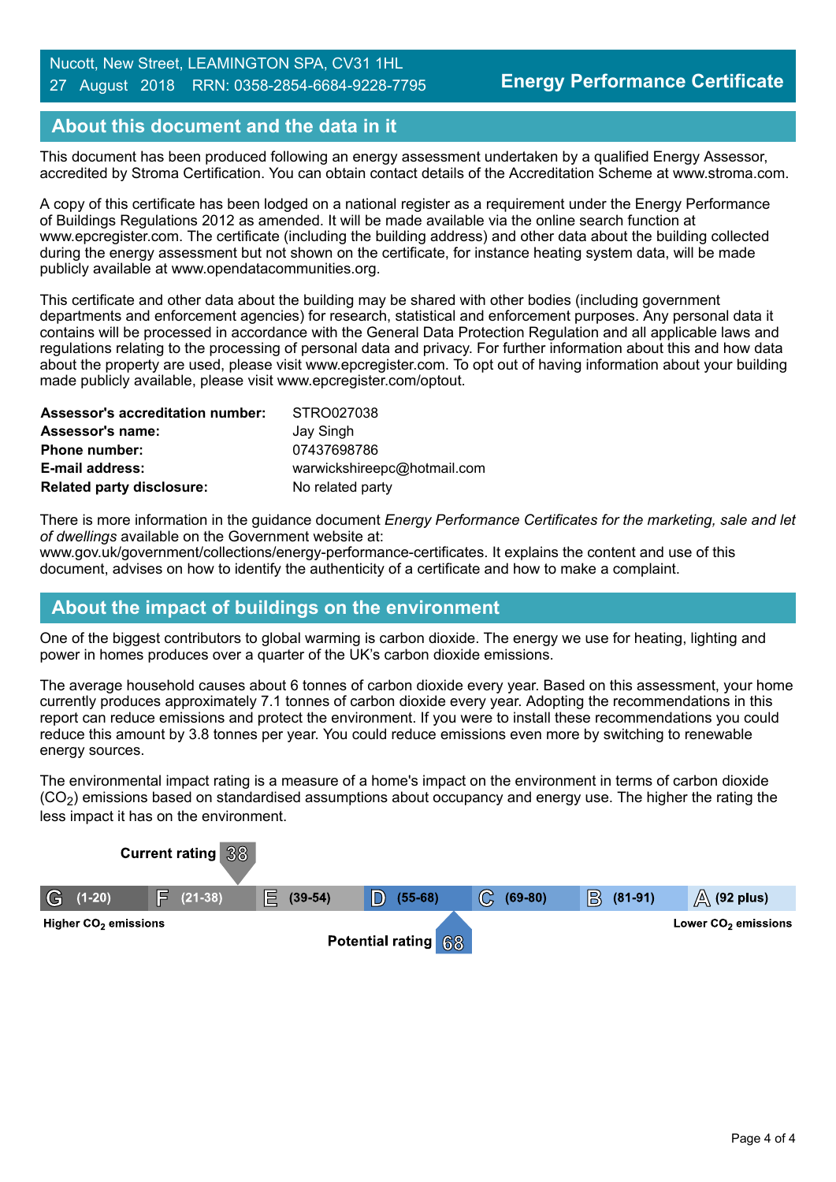Nucott, New Street, LEAMINGTON SPA, CV31 1HL
27 August 2018 RRN: 0358-2854-6684-9228-7795

**Energy Performance Certificate**

## About this document and the data in it

This document has been produced following an energy assessment undertaken by a qualified Energy Assessor, accredited by Stroma Certification. You can obtain contact details of the Accreditation Scheme at www.stroma.com.

A copy of this certificate has been lodged on a national register as a requirement under the Energy Performance of Buildings Regulations 2012 as amended. It will be made available via the online search function at www.epcregister.com. The certificate (including the building address) and other data about the building collected during the energy assessment but not shown on the certificate, for instance heating system data, will be made publicly available at www.opendatacommunities.org.

This certificate and other data about the building may be shared with other bodies (including government departments and enforcement agencies) for research, statistical and enforcement purposes. Any personal data it contains will be processed in accordance with the General Data Protection Regulation and all applicable laws and regulations relating to the processing of personal data and privacy. For further information about this and how data about the property are used, please visit www.epcregister.com. To opt out of having information about your building made publicly available, please visit www.epcregister.com/optout.

| | |
|---|---|
| **Assessor's accreditation number:** | STRO027038 |
| **Assessor's name:** | Jay Singh |
| **Phone number:** | 07437698786 |
| **E-mail address:** | warwickshireepc@hotmail.com |
| **Related party disclosure:** | No related party |

There is more information in the guidance document *Energy Performance Certificates for the marketing, sale and let of dwellings* available on the Government website at: www.gov.uk/government/collections/energy-performance-certificates. It explains the content and use of this document, advises on how to identify the authenticity of a certificate and how to make a complaint.

## About the impact of buildings on the environment

One of the biggest contributors to global warming is carbon dioxide. The energy we use for heating, lighting and power in homes produces over a quarter of the UK's carbon dioxide emissions.

The average household causes about 6 tonnes of carbon dioxide every year. Based on this assessment, your home currently produces approximately 7.1 tonnes of carbon dioxide every year. Adopting the recommendations in this report can reduce emissions and protect the environment. If you were to install these recommendations you could reduce this amount by 3.8 tonnes per year. You could reduce emissions even more by switching to renewable energy sources.

The environmental impact rating is a measure of a home's impact on the environment in terms of carbon dioxide ($CO_2$) emissions based on standardised assumptions about occupancy and energy use. The higher the rating the less impact it has on the environment.

Current rating 38

G (1-20) F (21-38) E (39-54) D (55-68) C (69-80) B (81-91) A (92 plus)

Higher $CO_2$ emissions

Lower $CO_2$ emissions

Potential rating 68